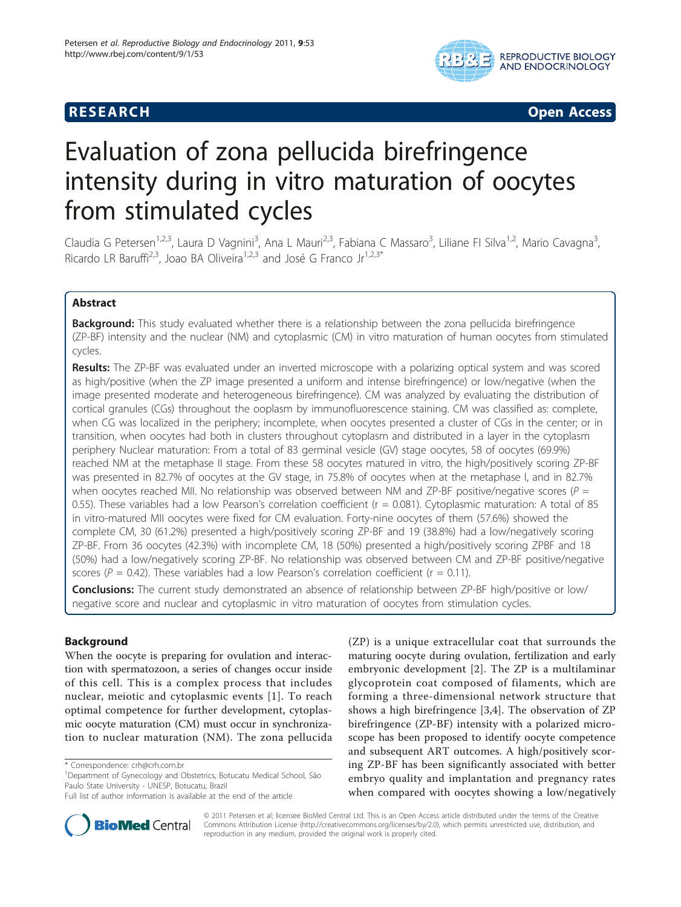**RESEARCH** **Open Access**

# Evaluation of zona pellucida birefringence intensity during in vitro maturation of oocytes from stimulated cycles

Claudia G Petersen[1,2,3], Laura D Vagnini[3], Ana L Mauri[2,3], Fabiana C Massaro[3], Liliane FI Silva[1,2], Mario Cavagna[3], Ricardo LR Baruffi[2,3], Joao BA Oliveira[1,2,3] and José G Franco Jr[1,2,3*]

## Abstract

**Background:** This study evaluated whether there is a relationship between the zona pellucida birefringence (ZP-BF) intensity and the nuclear (NM) and cytoplasmic (CM) in vitro maturation of human oocytes from stimulated cycles.

**Results:** The ZP-BF was evaluated under an inverted microscope with a polarizing optical system and was scored as high/positive (when the ZP image presented a uniform and intense birefringence) or low/negative (when the image presented moderate and heterogeneous birefringence). CM was analyzed by evaluating the distribution of cortical granules (CGs) throughout the ooplasm by immunofluorescence staining. CM was classified as: complete, when CG was localized in the periphery; incomplete, when oocytes presented a cluster of CGs in the center; or in transition, when oocytes had both in clusters throughout cytoplasm and distributed in a layer in the cytoplasm periphery Nuclear maturation: From a total of 83 germinal vesicle (GV) stage oocytes, 58 of oocytes (69.9%) reached NM at the metaphase II stage. From these 58 oocytes matured in vitro, the high/positively scoring ZP-BF was presented in 82.7% of oocytes at the GV stage, in 75.8% of oocytes when at the metaphase I, and in 82.7% when oocytes reached MII. No relationship was observed between NM and ZP-BF positive/negative scores ($P = 0.55$). These variables had a low Pearson's correlation coefficient ($r = 0.081$). Cytoplasmic maturation: A total of 85 in vitro-matured MII oocytes were fixed for CM evaluation. Forty-nine oocytes of them (57.6%) showed the complete CM, 30 (61.2%) presented a high/positively scoring ZP-BF and 19 (38.8%) had a low/negatively scoring ZP-BF. From 36 oocytes (42.3%) with incomplete CM, 18 (50%) presented a high/positively scoring ZPBF and 18 (50%) had a low/negatively scoring ZP-BF. No relationship was observed between CM and ZP-BF positive/negative scores ($P = 0.42$). These variables had a low Pearson's correlation coefficient ($r = 0.11$).

**Conclusions:** The current study demonstrated an absence of relationship between ZP-BF high/positive or low/negative score and nuclear and cytoplasmic in vitro maturation of oocytes from stimulation cycles.

## Background

When the oocyte is preparing for ovulation and interaction with spermatozoon, a series of changes occur inside of this cell. This is a complex process that includes nuclear, meiotic and cytoplasmic events [1]. To reach optimal competence for further development, cytoplasmic oocyte maturation (CM) must occur in synchronization to nuclear maturation (NM). The zona pellucida (ZP) is a unique extracellular coat that surrounds the maturing oocyte during ovulation, fertilization and early embryonic development [2]. The ZP is a multilaminar glycoprotein coat composed of filaments, which are forming a three-dimensional network structure that shows a high birefringence [3,4]. The observation of ZP birefringence (ZP-BF) intensity with a polarized microscope has been proposed to identify oocyte competence and subsequent ART outcomes. A high/positively scoring ZP-BF has been significantly associated with better embryo quality and implantation and pregnancy rates when compared with oocytes showing a low/negatively

\* Correspondence: crh@crh.com.br
[1]Department of Gynecology and Obstetrics, Botucatu Medical School, São Paulo State University - UNESP, Botucatu, Brazil
Full list of author information is available at the end of the article

© 2011 Petersen et al; licensee BioMed Central Ltd. This is an Open Access article distributed under the terms of the Creative Commons Attribution License (http://creativecommons.org/licenses/by/2.0), which permits unrestricted use, distribution, and reproduction in any medium, provided the original work is properly cited.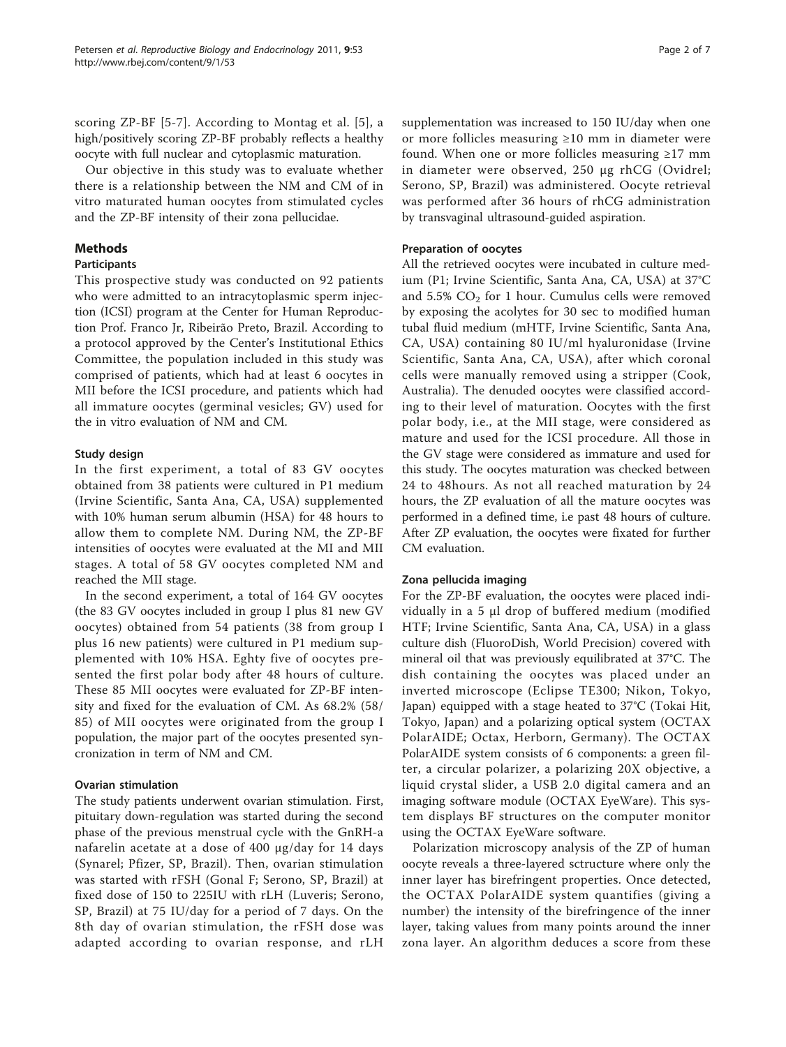scoring ZP-BF [5-7]. According to Montag et al. [5], a high/positively scoring ZP-BF probably reflects a healthy oocyte with full nuclear and cytoplasmic maturation.

Our objective in this study was to evaluate whether there is a relationship between the NM and CM of in vitro maturated human oocytes from stimulated cycles and the ZP-BF intensity of their zona pellucidae.

## Methods

### Participants

This prospective study was conducted on 92 patients who were admitted to an intracytoplasmic sperm injection (ICSI) program at the Center for Human Reproduction Prof. Franco Jr, Ribeirão Preto, Brazil. According to a protocol approved by the Center's Institutional Ethics Committee, the population included in this study was comprised of patients, which had at least 6 oocytes in MII before the ICSI procedure, and patients which had all immature oocytes (germinal vesicles; GV) used for the in vitro evaluation of NM and CM.

### Study design

In the first experiment, a total of 83 GV oocytes obtained from 38 patients were cultured in P1 medium (Irvine Scientific, Santa Ana, CA, USA) supplemented with 10% human serum albumin (HSA) for 48 hours to allow them to complete NM. During NM, the ZP-BF intensities of oocytes were evaluated at the MI and MII stages. A total of 58 GV oocytes completed NM and reached the MII stage.

In the second experiment, a total of 164 GV oocytes (the 83 GV oocytes included in group I plus 81 new GV oocytes) obtained from 54 patients (38 from group I plus 16 new patients) were cultured in P1 medium supplemented with 10% HSA. Eghty five of oocytes presented the first polar body after 48 hours of culture. These 85 MII oocytes were evaluated for ZP-BF intensity and fixed for the evaluation of CM. As 68.2% (58/85) of MII oocytes were originated from the group I population, the major part of the oocytes presented syncronization in term of NM and CM.

### Ovarian stimulation

The study patients underwent ovarian stimulation. First, pituitary down-regulation was started during the second phase of the previous menstrual cycle with the GnRH-a nafarelin acetate at a dose of 400 μg/day for 14 days (Synarel; Pfizer, SP, Brazil). Then, ovarian stimulation was started with rFSH (Gonal F; Serono, SP, Brazil) at fixed dose of 150 to 225IU with rLH (Luveris; Serono, SP, Brazil) at 75 IU/day for a period of 7 days. On the 8th day of ovarian stimulation, the rFSH dose was adapted according to ovarian response, and rLH supplementation was increased to 150 IU/day when one or more follicles measuring ≥10 mm in diameter were found. When one or more follicles measuring ≥17 mm in diameter were observed, 250 μg rhCG (Ovidrel; Serono, SP, Brazil) was administered. Oocyte retrieval was performed after 36 hours of rhCG administration by transvaginal ultrasound-guided aspiration.

### Preparation of oocytes

All the retrieved oocytes were incubated in culture medium (P1; Irvine Scientific, Santa Ana, CA, USA) at 37°C and 5.5% $CO_2$ for 1 hour. Cumulus cells were removed by exposing the acolytes for 30 sec to modified human tubal fluid medium (mHTF, Irvine Scientific, Santa Ana, CA, USA) containing 80 IU/ml hyaluronidase (Irvine Scientific, Santa Ana, CA, USA), after which coronal cells were manually removed using a stripper (Cook, Australia). The denuded oocytes were classified according to their level of maturation. Oocytes with the first polar body, i.e., at the MII stage, were considered as mature and used for the ICSI procedure. All those in the GV stage were considered as immature and used for this study. The oocytes maturation was checked between 24 to 48hours. As not all reached maturation by 24 hours, the ZP evaluation of all the mature oocytes was performed in a defined time, i.e past 48 hours of culture. After ZP evaluation, the oocytes were fixated for further CM evaluation.

### Zona pellucida imaging

For the ZP-BF evaluation, the oocytes were placed individually in a 5 μl drop of buffered medium (modified HTF; Irvine Scientific, Santa Ana, CA, USA) in a glass culture dish (FluoroDish, World Precision) covered with mineral oil that was previously equilibrated at 37°C. The dish containing the oocytes was placed under an inverted microscope (Eclipse TE300; Nikon, Tokyo, Japan) equipped with a stage heated to 37°C (Tokai Hit, Tokyo, Japan) and a polarizing optical system (OCTAX PolarAIDE; Octax, Herborn, Germany). The OCTAX PolarAIDE system consists of 6 components: a green filter, a circular polarizer, a polarizing 20X objective, a liquid crystal slider, a USB 2.0 digital camera and an imaging software module (OCTAX EyeWare). This system displays BF structures on the computer monitor using the OCTAX EyeWare software.

Polarization microscopy analysis of the ZP of human oocyte reveals a three-layered sctructure where only the inner layer has birefringent properties. Once detected, the OCTAX PolarAIDE system quantifies (giving a number) the intensity of the birefringence of the inner layer, taking values from many points around the inner zona layer. An algorithm deduces a score from these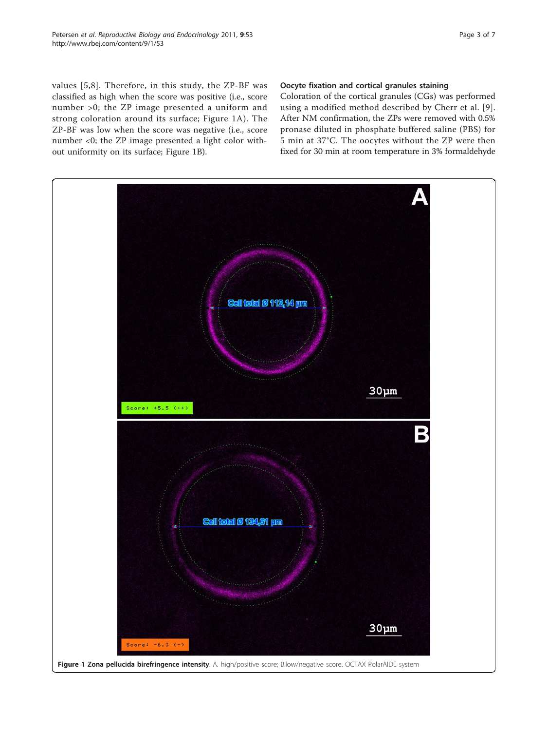values [5,8]. Therefore, in this study, the ZP-BF was classified as high when the score was positive (i.e., score number >0; the ZP image presented a uniform and strong coloration around its surface; Figure 1A). The ZP-BF was low when the score was negative (i.e., score number <0; the ZP image presented a light color without uniformity on its surface; Figure 1B).

### Oocyte fixation and cortical granules staining

Coloration of the cortical granules (CGs) was performed using a modified method described by Cherr et al. [9]. After NM confirmation, the ZPs were removed with 0.5% pronase diluted in phosphate buffered saline (PBS) for 5 min at 37°C. The oocytes without the ZP were then fixed for 30 min at room temperature in 3% formaldehyde

**Figure 1 Zona pellucida birefringence intensity**. A. high/positive score; B.low/negative score. OCTAX PolarAIDE system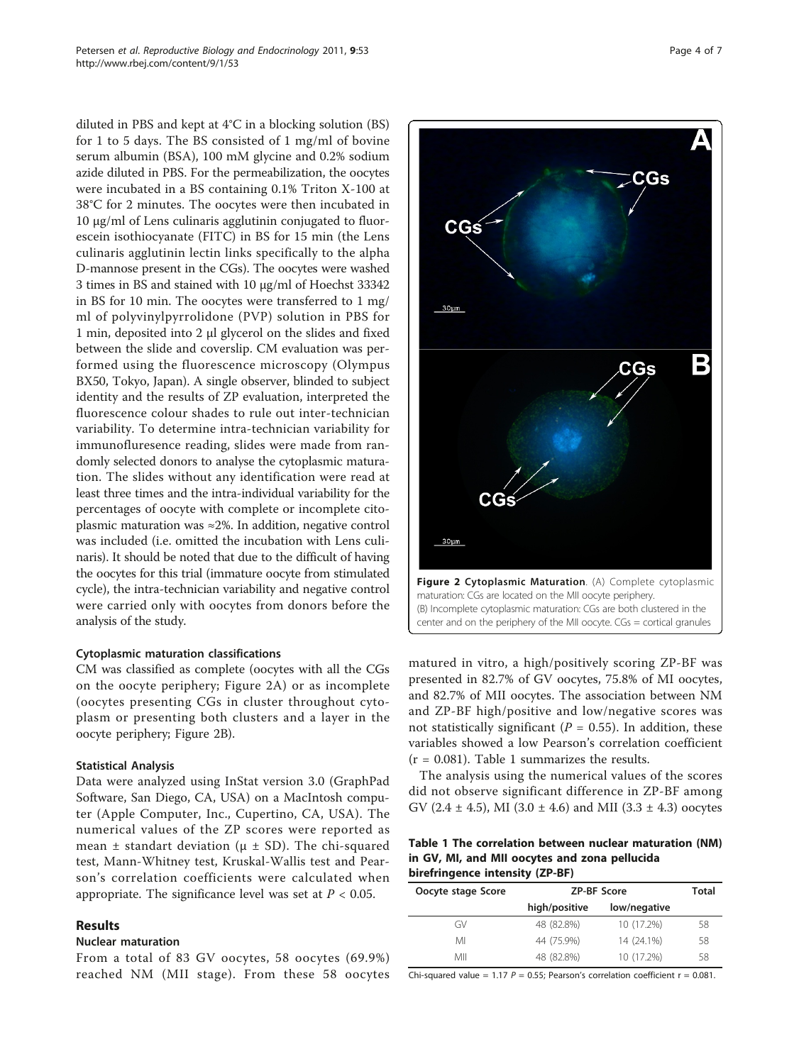diluted in PBS and kept at 4°C in a blocking solution (BS) for 1 to 5 days. The BS consisted of 1 mg/ml of bovine serum albumin (BSA), 100 mM glycine and 0.2% sodium azide diluted in PBS. For the permeabilization, the oocytes were incubated in a BS containing 0.1% Triton X-100 at 38°C for 2 minutes. The oocytes were then incubated in 10 μg/ml of Lens culinaris agglutinin conjugated to fluorescein isothiocyanate (FITC) in BS for 15 min (the Lens culinaris agglutinin lectin links specifically to the alpha D-mannose present in the CGs). The oocytes were washed 3 times in BS and stained with 10 μg/ml of Hoechst 33342 in BS for 10 min. The oocytes were transferred to 1 mg/ml of polyvinylpyrrolidone (PVP) solution in PBS for 1 min, deposited into 2 μl glycerol on the slides and fixed between the slide and coverslip. CM evaluation was performed using the fluorescence microscopy (Olympus BX50, Tokyo, Japan). A single observer, blinded to subject identity and the results of ZP evaluation, interpreted the fluorescence colour shades to rule out inter-technician variability. To determine intra-technician variability for immunofluresence reading, slides were made from randomly selected donors to analyse the cytoplasmic maturation. The slides without any identification were read at least three times and the intra-individual variability for the percentages of oocyte with complete or incomplete citoplasmic maturation was ≈2%. In addition, negative control was included (i.e. omitted the incubation with Lens culinaris). It should be noted that due to the difficult of having the oocytes for this trial (immature oocyte from stimulated cycle), the intra-technician variability and negative control were carried only with oocytes from donors before the analysis of the study.

#### Cytoplasmic maturation classifications

CM was classified as complete (oocytes with all the CGs on the oocyte periphery; Figure 2A) or as incomplete (oocytes presenting CGs in cluster throughout cytoplasm or presenting both clusters and a layer in the oocyte periphery; Figure 2B).

#### Statistical Analysis

Data were analyzed using InStat version 3.0 (GraphPad Software, San Diego, CA, USA) on a MacIntosh computer (Apple Computer, Inc., Cupertino, CA, USA). The numerical values of the ZP scores were reported as mean ± standart deviation (μ ± SD). The chi-squared test, Mann-Whitney test, Kruskal-Wallis test and Pearson's correlation coefficients were calculated when appropriate. The significance level was set at $P < 0.05$.

## Results

### Nuclear maturation

From a total of 83 GV oocytes, 58 oocytes (69.9%) reached NM (MII stage). From these 58 oocytes matured in vitro, a high/positively scoring ZP-BF was presented in 82.7% of GV oocytes, 75.8% of MI oocytes, and 82.7% of MII oocytes. The association between NM and ZP-BF high/positive and low/negative scores was not statistically significant ($P = 0.55$). In addition, these variables showed a low Pearson's correlation coefficient ($r = 0.081$). Table 1 summarizes the results.

The analysis using the numerical values of the scores did not observe significant difference in ZP-BF among GV (2.4 ± 4.5), MI (3.0 ± 4.6) and MII (3.3 ± 4.3) oocytes

**Figure 2 Cytoplasmic Maturation**. (A) Complete cytoplasmic maturation: CGs are located on the MII oocyte periphery. (B) Incomplete cytoplasmic maturation: CGs are both clustered in the center and on the periphery of the MII oocyte. CGs = cortical granules

**Table 1 The correlation between nuclear maturation (NM) in GV, MI, and MII oocytes and zona pellucida birefringence intensity (ZP-BF)**

| Oocyte stage Score | ZP-BF Score | | Total |
|---|---|---|---|
| | high/positive | low/negative | |
| GV | 48 (82.8%) | 10 (17.2%) | 58 |
| MI | 44 (75.9%) | 14 (24.1%) | 58 |
| MII | 48 (82.8%) | 10 (17.2%) | 58 |

Chi-squared value = 1.17 $P = 0.55$; Pearson's correlation coefficient $r = 0.081$.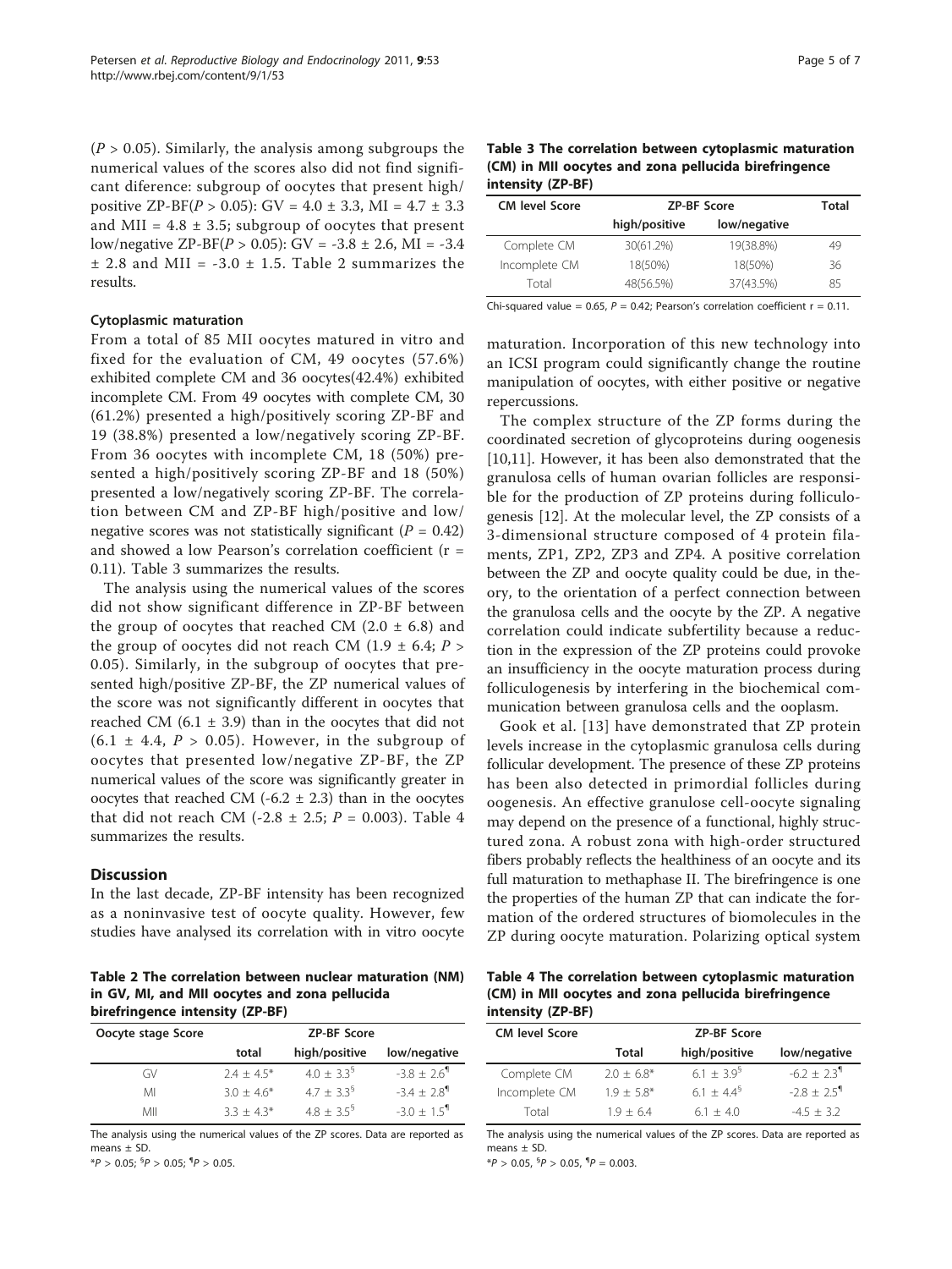($P > 0.05$). Similarly, the analysis among subgroups the numerical values of the scores also did not find significant diference: subgroup of oocytes that present high/positive ZP-BF($P > 0.05$): GV = 4.0 ± 3.3, MI = 4.7 ± 3.3 and MII = 4.8 ± 3.5; subgroup of oocytes that present low/negative ZP-BF($P > 0.05$): GV = -3.8 ± 2.6, MI = -3.4 ± 2.8 and MII = -3.0 ± 1.5. Table 2 summarizes the results.

### Cytoplasmic maturation

From a total of 85 MII oocytes matured in vitro and fixed for the evaluation of CM, 49 oocytes (57.6%) exhibited complete CM and 36 oocytes(42.4%) exhibited incomplete CM. From 49 oocytes with complete CM, 30 (61.2%) presented a high/positively scoring ZP-BF and 19 (38.8%) presented a low/negatively scoring ZP-BF. From 36 oocytes with incomplete CM, 18 (50%) presented a high/positively scoring ZP-BF and 18 (50%) presented a low/negatively scoring ZP-BF. The correlation between CM and ZP-BF high/positive and low/negative scores was not statistically significant ($P = 0.42$) and showed a low Pearson's correlation coefficient ($r = 0.11$). Table 3 summarizes the results.

The analysis using the numerical values of the scores did not show significant difference in ZP-BF between the group of oocytes that reached CM (2.0 ± 6.8) and the group of oocytes did not reach CM (1.9 ± 6.4; $P > 0.05$). Similarly, in the subgroup of oocytes that presented high/positive ZP-BF, the ZP numerical values of the score was not significantly different in oocytes that reached CM (6.1 ± 3.9) than in the oocytes that did not (6.1 ± 4.4, $P > 0.05$). However, in the subgroup of oocytes that presented low/negative ZP-BF, the ZP numerical values of the score was significantly greater in oocytes that reached CM (-6.2 ± 2.3) than in the oocytes that did not reach CM (-2.8 ± 2.5; $P = 0.003$). Table 4 summarizes the results.

## Discussion

In the last decade, ZP-BF intensity has been recognized as a noninvasive test of oocyte quality. However, few studies have analysed its correlation with in vitro oocyte maturation. Incorporation of this new technology into an ICSI program could significantly change the routine manipulation of oocytes, with either positive or negative repercussions.

The complex structure of the ZP forms during the coordinated secretion of glycoproteins during oogenesis [10,11]. However, it has been also demonstrated that the granulosa cells of human ovarian follicles are responsible for the production of ZP proteins during folliculogenesis [12]. At the molecular level, the ZP consists of a 3-dimensional structure composed of 4 protein filaments, ZP1, ZP2, ZP3 and ZP4. A positive correlation between the ZP and oocyte quality could be due, in theory, to the orientation of a perfect connection between the granulosa cells and the oocyte by the ZP. A negative correlation could indicate subfertility because a reduction in the expression of the ZP proteins could provoke an insufficiency in the oocyte maturation process during folliculogenesis by interfering in the biochemical communication between granulosa cells and the ooplasm.

Gook et al. [13] have demonstrated that ZP protein levels increase in the cytoplasmic granulosa cells during follicular development. The presence of these ZP proteins has been also detected in primordial follicles during oogenesis. An effective granulose cell-oocyte signaling may depend on the presence of a functional, highly structured zona. A robust zona with high-order structured fibers probably reflects the healthiness of an oocyte and its full maturation to methaphase II. The birefringence is one the properties of the human ZP that can indicate the formation of the ordered structures of biomolecules in the ZP during oocyte maturation. Polarizing optical system

**Table 2 The correlation between nuclear maturation (NM) in GV, MI, and MII oocytes and zona pellucida birefringence intensity (ZP-BF)**

| Oocyte stage Score | ZP-BF Score | | |
|---|---|---|---|
| | total | high/positive | low/negative |
| GV | 2.4 ± 4.5* | 4.0 ± 3.3[§] | -3.8 ± 2.6[¶] |
| MI | 3.0 ± 4.6* | 4.7 ± 3.3[§] | -3.4 ± 2.8[¶] |
| MII | 3.3 ± 4.3* | 4.8 ± 3.5[§] | -3.0 ± 1.5[¶] |

The analysis using the numerical values of the ZP scores. Data are reported as means ± SD.

*$P > 0.05$; [§]$P > 0.05$; [¶]$P > 0.05$.

**Table 3 The correlation between cytoplasmic maturation (CM) in MII oocytes and zona pellucida birefringence intensity (ZP-BF)**

| CM level Score | ZP-BF Score | | Total |
|---|---|---|---|
| | high/positive | low/negative | |
| Complete CM | 30(61.2%) | 19(38.8%) | 49 |
| Incomplete CM | 18(50%) | 18(50%) | 36 |
| Total | 48(56.5%) | 37(43.5%) | 85 |

Chi-squared value = 0.65, $P = 0.42$; Pearson's correlation coefficient r = 0.11.

**Table 4 The correlation between cytoplasmic maturation (CM) in MII oocytes and zona pellucida birefringence intensity (ZP-BF)**

| CM level Score | ZP-BF Score | | |
|---|---|---|---|
| | Total | high/positive | low/negative |
| Complete CM | 2.0 ± 6.8* | 6.1 ± 3.9[§] | -6.2 ± 2.3[¶] |
| Incomplete CM | 1.9 ± 5.8* | 6.1 ± 4.4[§] | -2.8 ± 2.5[¶] |
| Total | 1.9 ± 6.4 | 6.1 ± 4.0 | -4.5 ± 3.2 |

The analysis using the numerical values of the ZP scores. Data are reported as means ± SD.

*$P > 0.05$, [§]$P > 0.05$, [¶]$P = 0.003$.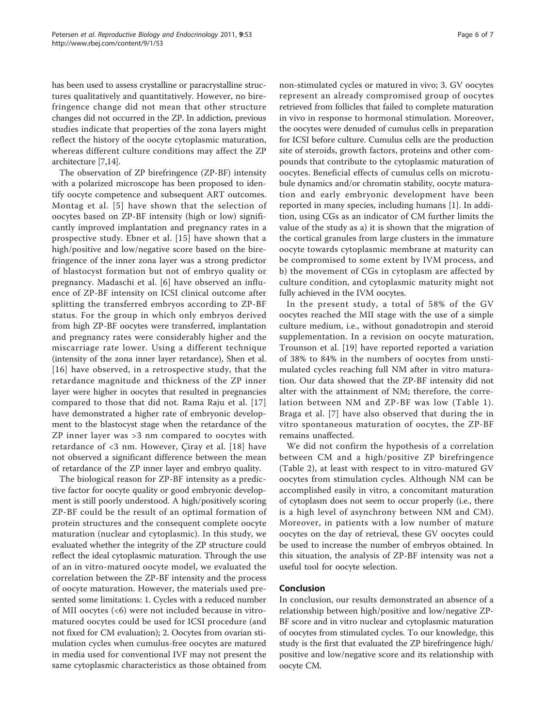has been used to assess crystalline or paracrystalline structures qualitatively and quantitatively. However, no birefringence change did not mean that other structure changes did not occurred in the ZP. In addiction, previous studies indicate that properties of the zona layers might reflect the history of the oocyte cytoplasmic maturation, whereas different culture conditions may affect the ZP architecture [7,14].

The observation of ZP birefringence (ZP-BF) intensity with a polarized microscope has been proposed to identify oocyte competence and subsequent ART outcomes. Montag et al. [5] have shown that the selection of oocytes based on ZP-BF intensity (high or low) significantly improved implantation and pregnancy rates in a prospective study. Ebner et al. [15] have shown that a high/positive and low/negative score based on the birefringence of the inner zona layer was a strong predictor of blastocyst formation but not of embryo quality or pregnancy. Madaschi et al. [6] have observed an influence of ZP-BF intensity on ICSI clinical outcome after splitting the transferred embryos according to ZP-BF status. For the group in which only embryos derived from high ZP-BF oocytes were transferred, implantation and pregnancy rates were considerably higher and the miscarriage rate lower. Using a different technique (intensity of the zona inner layer retardance), Shen et al. [16] have observed, in a retrospective study, that the retardance magnitude and thickness of the ZP inner layer were higher in oocytes that resulted in pregnancies compared to those that did not. Rama Raju et al. [17] have demonstrated a higher rate of embryonic development to the blastocyst stage when the retardance of the ZP inner layer was >3 nm compared to oocytes with retardance of <3 nm. However, Çiray et al. [18] have not observed a significant difference between the mean of retardance of the ZP inner layer and embryo quality.

The biological reason for ZP-BF intensity as a predictive factor for oocyte quality or good embryonic development is still poorly understood. A high/positively scoring ZP-BF could be the result of an optimal formation of protein structures and the consequent complete oocyte maturation (nuclear and cytoplasmic). In this study, we evaluated whether the integrity of the ZP structure could reflect the ideal cytoplasmic maturation. Through the use of an in vitro-matured oocyte model, we evaluated the correlation between the ZP-BF intensity and the process of oocyte maturation. However, the materials used presented some limitations: 1. Cycles with a reduced number of MII oocytes (<6) were not included because in vitro-matured oocytes could be used for ICSI procedure (and not fixed for CM evaluation); 2. Oocytes from ovarian stimulation cycles when cumulus-free oocytes are matured in media used for conventional IVF may not present the same cytoplasmic characteristics as those obtained from non-stimulated cycles or matured in vivo; 3. GV oocytes represent an already compromised group of oocytes retrieved from follicles that failed to complete maturation in vivo in response to hormonal stimulation. Moreover, the oocytes were denuded of cumulus cells in preparation for ICSI before culture. Cumulus cells are the production site of steroids, growth factors, proteins and other compounds that contribute to the cytoplasmic maturation of oocytes. Beneficial effects of cumulus cells on microtubule dynamics and/or chromatin stability, oocyte maturation and early embryonic development have been reported in many species, including humans [1]. In addition, using CGs as an indicator of CM further limits the value of the study as a) it is shown that the migration of the cortical granules from large clusters in the immature oocyte towards cytoplasmic membrane at maturity can be compromised to some extent by IVM process, and b) the movement of CGs in cytoplasm are affected by culture condition, and cytoplasmic maturity might not fully achieved in the IVM oocytes.

In the present study, a total of 58% of the GV oocytes reached the MII stage with the use of a simple culture medium, i.e., without gonadotropin and steroid supplementation. In a revision on oocyte maturation, Trounson et al. [19] have reported reported a variation of 38% to 84% in the numbers of oocytes from unstimulated cycles reaching full NM after in vitro maturation. Our data showed that the ZP-BF intensity did not alter with the attainment of NM; therefore, the correlation between NM and ZP-BF was low (Table 1). Braga et al. [7] have also observed that during the in vitro spontaneous maturation of oocytes, the ZP-BF remains unaffected.

We did not confirm the hypothesis of a correlation between CM and a high/positive ZP birefringence (Table 2), at least with respect to in vitro-matured GV oocytes from stimulation cycles. Although NM can be accomplished easily in vitro, a concomitant maturation of cytoplasm does not seem to occur properly (i.e., there is a high level of asynchrony between NM and CM). Moreover, in patients with a low number of mature oocytes on the day of retrieval, these GV oocytes could be used to increase the number of embryos obtained. In this situation, the analysis of ZP-BF intensity was not a useful tool for oocyte selection.

## Conclusion

In conclusion, our results demonstrated an absence of a relationship between high/positive and low/negative ZP-BF score and in vitro nuclear and cytoplasmic maturation of oocytes from stimulated cycles. To our knowledge, this study is the first that evaluated the ZP birefringence high/positive and low/negative score and its relationship with oocyte CM.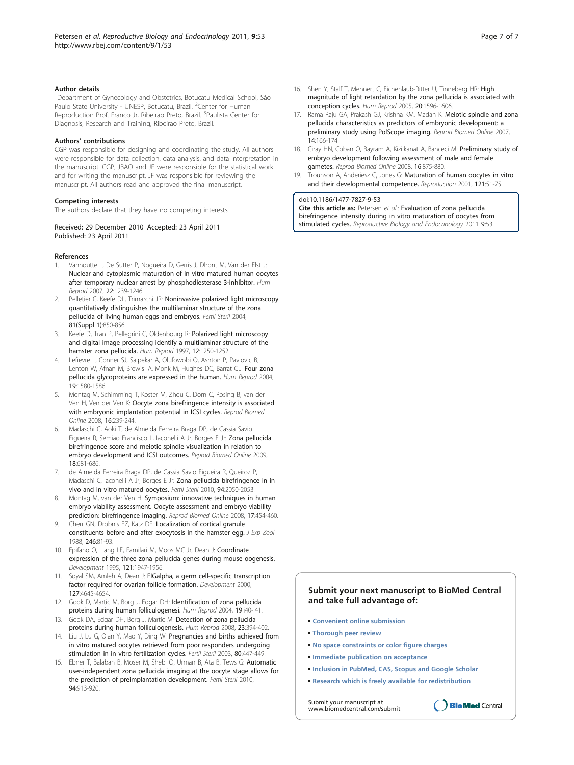#### Author details

[1]Department of Gynecology and Obstetrics, Botucatu Medical School, São Paulo State University - UNESP, Botucatu, Brazil. [2]Center for Human Reproduction Prof. Franco Jr, Ribeirao Preto, Brazil. [3]Paulista Center for Diagnosis, Research and Training, Ribeirao Preto, Brazil.

#### Authors' contributions

CGP was responsible for designing and coordinating the study. All authors were responsible for data collection, data analysis, and data interpretation in the manuscript. CGP, JBAO and JF were responsible for the statistical work and for writing the manuscript. JF was responsible for reviewing the manuscript. All authors read and approved the final manuscript.

#### Competing interests

The authors declare that they have no competing interests.

Received: 29 December 2010 Accepted: 23 April 2011
Published: 23 April 2011

#### References

1. Vanhoutte L, De Sutter P, Nogueira D, Gerris J, Dhont M, Van der Elst J: **Nuclear and cytoplasmic maturation of in vitro matured human oocytes after temporary nuclear arrest by phosphodiesterase 3-inhibitor.** *Hum Reprod* 2007, **22**:1239-1246.
2. Pelletier C, Keefe DL, Trimarchi JR: **Noninvasive polarized light microscopy quantitatively distinguishes the multilaminar structure of the zona pellucida of living human eggs and embryos.** *Fertil Steril* 2004, **81(Suppl 1)**:850-856.
3. Keefe D, Tran P, Pellegrini C, Oldenbourg R: **Polarized light microscopy and digital image processing identify a multilaminar structure of the hamster zona pellucida.** *Hum Reprod* 1997, **12**:1250-1252.
4. Lefievre L, Conner SJ, Salpekar A, Olufowobi O, Ashton P, Pavlovic B, Lenton W, Afnan M, Brewis IA, Monk M, Hughes DC, Barrat CL: **Four zona pellucida glycoproteins are expressed in the human.** *Hum Reprod* 2004, **19**:1580-1586.
5. Montag M, Schimming T, Koster M, Zhou C, Dorn C, Rosing B, van der Ven H, Ven der Ven K: **Oocyte zona birefringence intensity is associated with embryonic implantation potential in ICSI cycles.** *Reprod Biomed Online* 2008, **16**:239-244.
6. Madaschi C, Aoki T, de Almeida Ferreira Braga DP, de Cassia Savio Figueira R, Semiao Francisco L, Iaconelli A Jr, Borges E Jr: **Zona pellucida birefringence score and meiotic spindle visualization in relation to embryo development and ICSI outcomes.** *Reprod Biomed Online* 2009, **18**:681-686.
7. de Almeida Ferreira Braga DP, de Cassia Savio Figueira R, Queiroz P, Madaschi C, Iaconelli A Jr, Borges E Jr: **Zona pellucida birefringence in in vivo and in vitro matured oocytes.** *Fertil Steril* 2010, **94**:2050-2053.
8. Montag M, van der Ven H: **Symposium: innovative techniques in human embryo viability assessment. Oocyte assessment and embryo viability prediction: birefringence imaging.** *Reprod Biomed Online* 2008, **17**:454-460.
9. Cherr GN, Drobnis EZ, Katz DF: **Localization of cortical granule constituents before and after exocytosis in the hamster egg.** *J Exp Zool* 1988, **246**:81-93.
10. Epifano O, Liang LF, Familari M, Moos MC Jr, Dean J: **Coordinate expression of the three zona pellucida genes during mouse oogenesis.** *Development* 1995, **121**:1947-1956.
11. Soyal SM, Amleh A, Dean J: **FIGalpha, a germ cell-specific transcription factor required for ovarian follicle formation.** *Development* 2000, **127**:4645-4654.
12. Gook D, Martic M, Borg J, Edgar DH: **Identification of zona pellucida proteins during human folliculogenesis.** *Hum Reprod* 2004, **19**:i40-i41.
13. Gook DA, Edgar DH, Borg J, Martic M: **Detection of zona pellucida proteins during human folliculogenesis.** *Hum Reprod* 2008, **23**:394-402.
14. Liu J, Lu G, Qian Y, Mao Y, Ding W: **Pregnancies and births achieved from in vitro matured oocytes retrieved from poor responders undergoing stimulation in in vitro fertilization cycles.** *Fertil Steril* 2003, **80**:447-449.
15. Ebner T, Balaban B, Moser M, Shebl O, Urman B, Ata B, Tews G: **Automatic user-independent zona pellucida imaging at the oocyte stage allows for the prediction of preimplantation development.** *Fertil Steril* 2010, **94**:913-920.
16. Shen Y, Stalf T, Mehnert C, Eichenlaub-Ritter U, Tinneberg HR: **High magnitude of light retardation by the zona pellucida is associated with conception cycles.** *Hum Reprod* 2005, **20**:1596-1606.
17. Rama Raju GA, Prakash GJ, Krishna KM, Madan K: **Meiotic spindle and zona pellucida characteristics as predictors of embryonic development: a preliminary study using PolScope imaging.** *Reprod Biomed Online* 2007, **14**:166-174.
18. Ciray HN, Coban O, Bayram A, Kizilkanat A, Bahceci M: **Preliminary study of embryo development following assessment of male and female gametes.** *Reprod Biomed Online* 2008, **16**:875-880.
19. Trounson A, Anderiesz C, Jones G: **Maturation of human oocytes in vitro and their developmental competence.** *Reproduction* 2001, **121**:51-75.

doi:10.1186/1477-7827-9-53
**Cite this article as:** Petersen *et al.*: Evaluation of zona pellucida birefringence intensity during in vitro maturation of oocytes from stimulated cycles. *Reproductive Biology and Endocrinology* 2011 **9**:53.

**Submit your next manuscript to BioMed Central and take full advantage of:**

- **Convenient online submission**
- **Thorough peer review**
- **No space constraints or color figure charges**
- **Immediate publication on acceptance**
- **Inclusion in PubMed, CAS, Scopus and Google Scholar**
- **Research which is freely available for redistribution**

Submit your manuscript at
www.biomedcentral.com/submit

BioMed Central